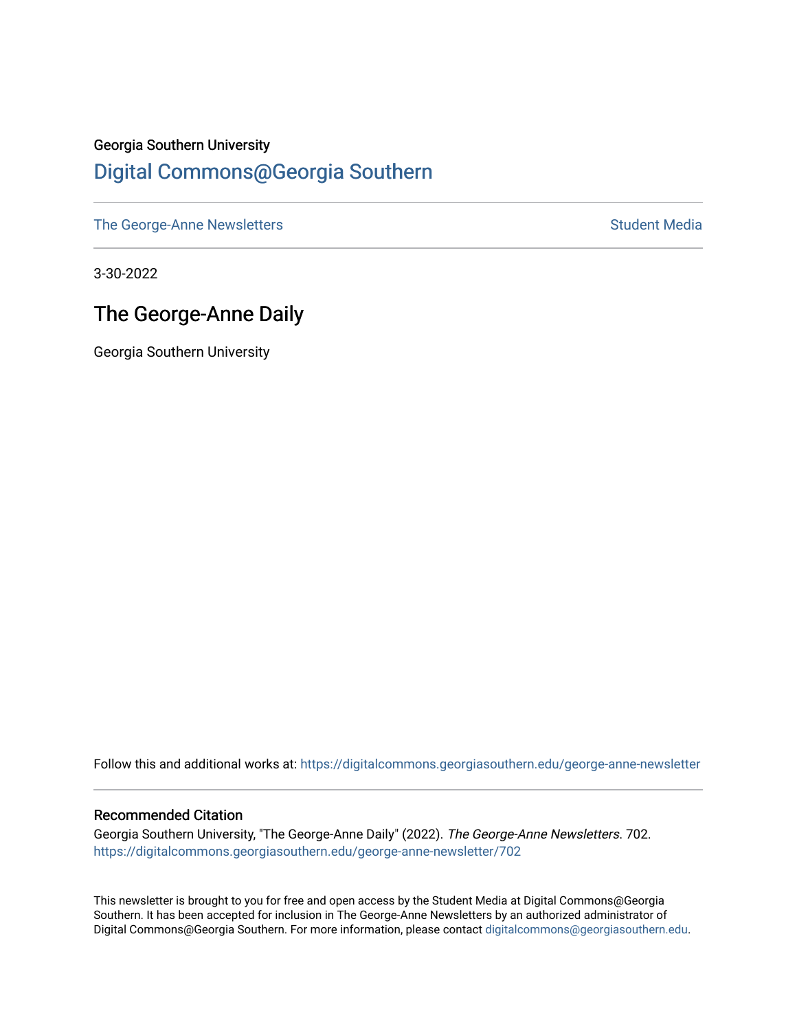Georgia Southern University

# Digital Commons@Georgia Southern

The George-Anne Newsletters | Student Media

3-30-2022

## The George-Anne Daily

Georgia Southern University

Follow this and additional works at: https://digitalcommons.georgiasouthern.edu/george-anne-newsletter

### Recommended Citation

Georgia Southern University, "The George-Anne Daily" (2022). *The George-Anne Newsletters*. 702.
https://digitalcommons.georgiasouthern.edu/george-anne-newsletter/702

This newsletter is brought to you for free and open access by the Student Media at Digital Commons@Georgia Southern. It has been accepted for inclusion in The George-Anne Newsletters by an authorized administrator of Digital Commons@Georgia Southern. For more information, please contact digitalcommons@georgiasouthern.edu.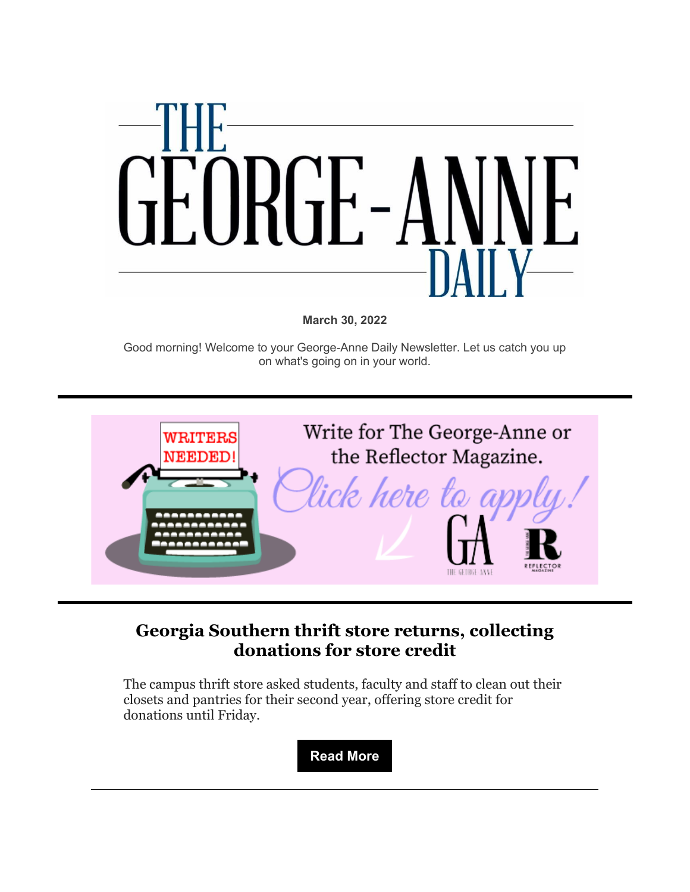# THE GEORGE-ANNE DAILY

**March 30, 2022**

Good morning! Welcome to your George-Anne Daily Newsletter. Let us catch you up on what's going on in your world.

---

WRITERS NEEDED!

Write for The George-Anne or the Reflector Magazine.

*Click here to apply!*

---

## Georgia Southern thrift store returns, collecting donations for store credit

The campus thrift store asked students, faculty and staff to clean out their closets and pantries for their second year, offering store credit for donations until Friday.

**Read More**

---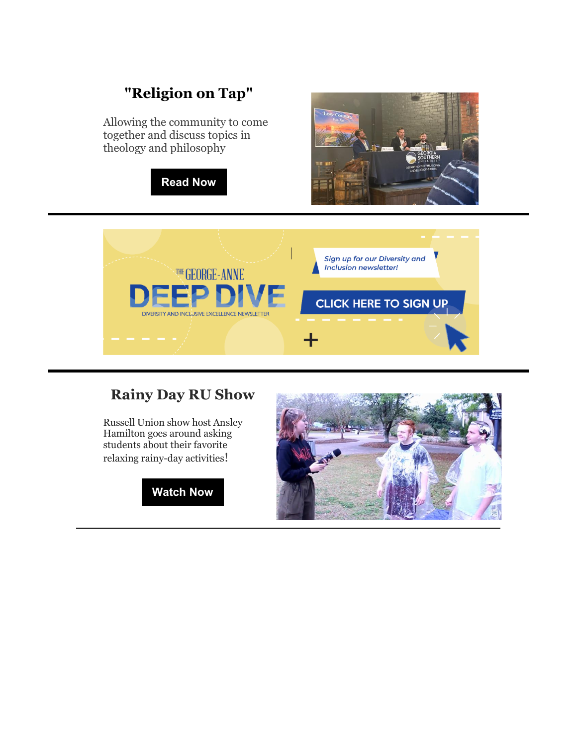## "Religion on Tap"

Allowing the community to come together and discuss topics in theology and philosophy

**Read Now**

---

THE GEORGE-ANNE

DEEP DIVE

DIVERSITY AND INCLUSIVE EXCELLENCE NEWSLETTER

*Sign up for our Diversity and Inclusion newsletter!*

CLICK HERE TO SIGN UP

---

## Rainy Day RU Show

Russell Union show host Ansley Hamilton goes around asking students about their favorite relaxing rainy-day activities!

**Watch Now**

---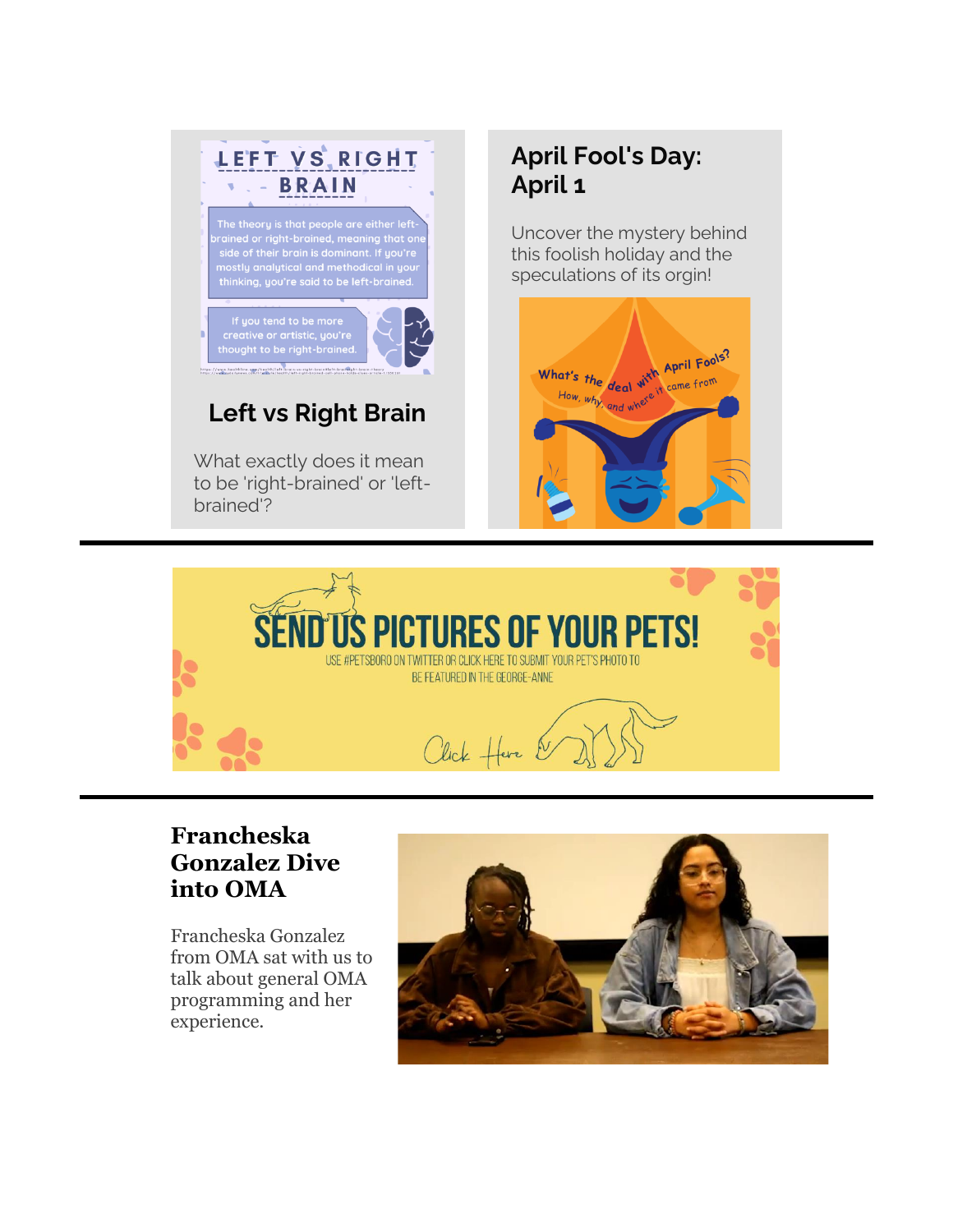## Left vs Right Brain

What exactly does it mean to be 'right-brained' or 'left-brained'?

## April Fool's Day: April 1

Uncover the mystery behind this foolish holiday and the speculations of its orgin!

---

---

## Francheska Gonzalez Dive into OMA

Francheska Gonzalez from OMA sat with us to talk about general OMA programming and her experience.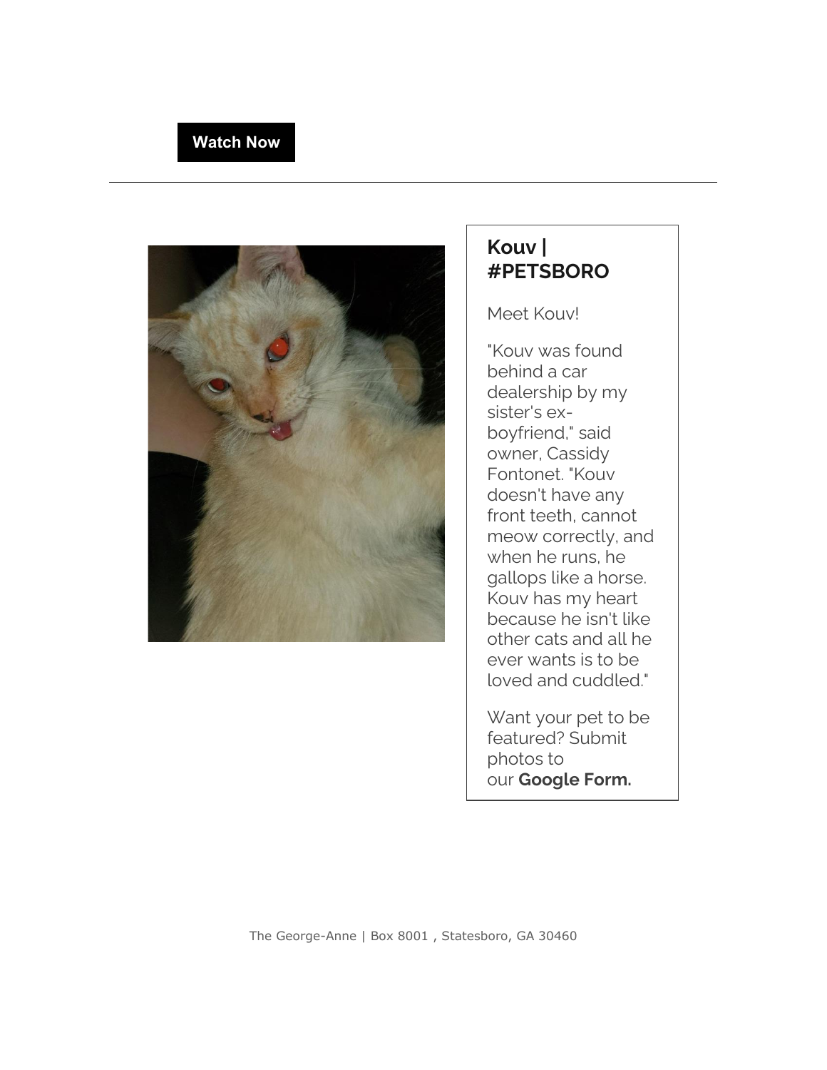**Watch Now**

---

## Kouv | #PETSBORO

Meet Kouv!

"Kouv was found behind a car dealership by my sister's ex-boyfriend," said owner, Cassidy Fontonet. "Kouv doesn't have any front teeth, cannot meow correctly, and when he runs, he gallops like a horse. Kouv has my heart because he isn't like other cats and all he ever wants is to be loved and cuddled."

Want your pet to be featured? Submit photos to our **Google Form.**

The George-Anne | Box 8001 , Statesboro, GA 30460